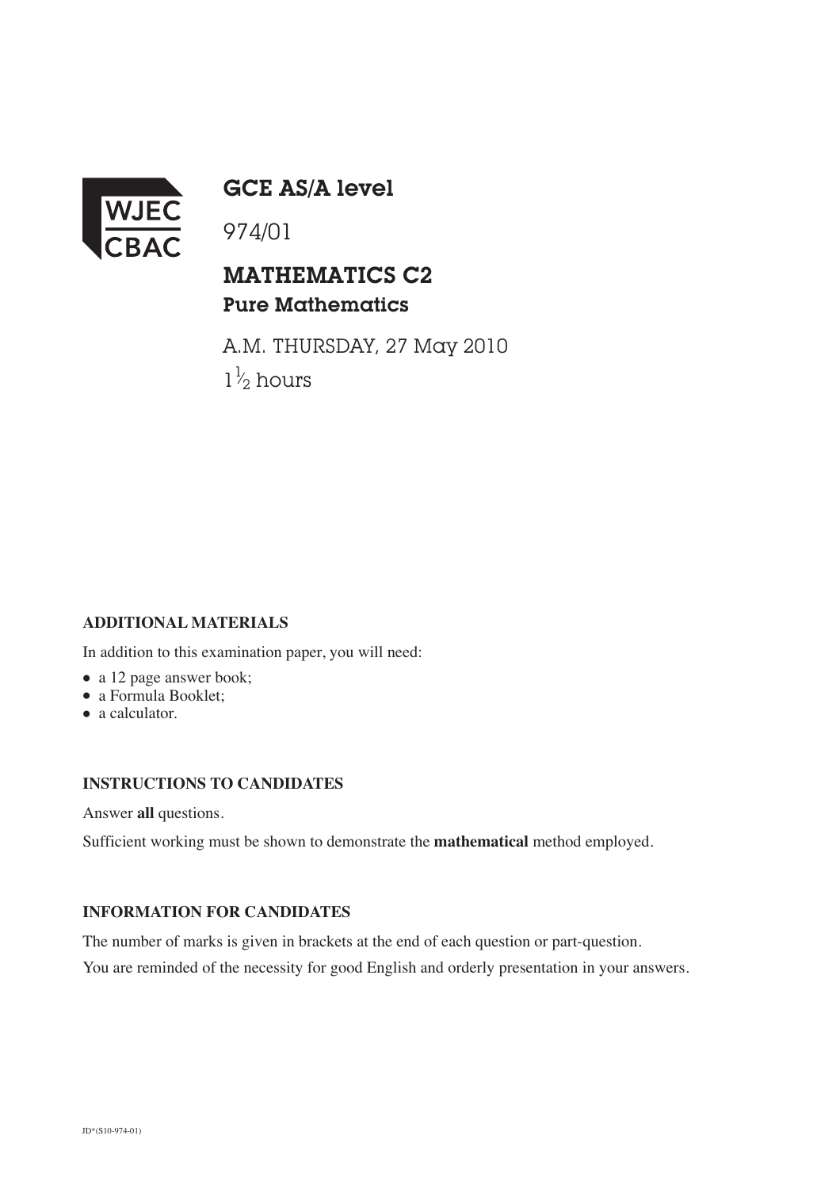WJEC
CBAC

# GCE AS/A level

974/01

## MATHEMATICS C2
### Pure Mathematics

A.M. THURSDAY, 27 May 2010

$1\frac{1}{2}$ hours

**ADDITIONAL MATERIALS**

In addition to this examination paper, you will need:

- a 12 page answer book;
- a Formula Booklet;
- a calculator.

**INSTRUCTIONS TO CANDIDATES**

Answer **all** questions.

Sufficient working must be shown to demonstrate the **mathematical** method employed.

**INFORMATION FOR CANDIDATES**

The number of marks is given in brackets at the end of each question or part-question.

You are reminded of the necessity for good English and orderly presentation in your answers.

JD*(S10-974-01)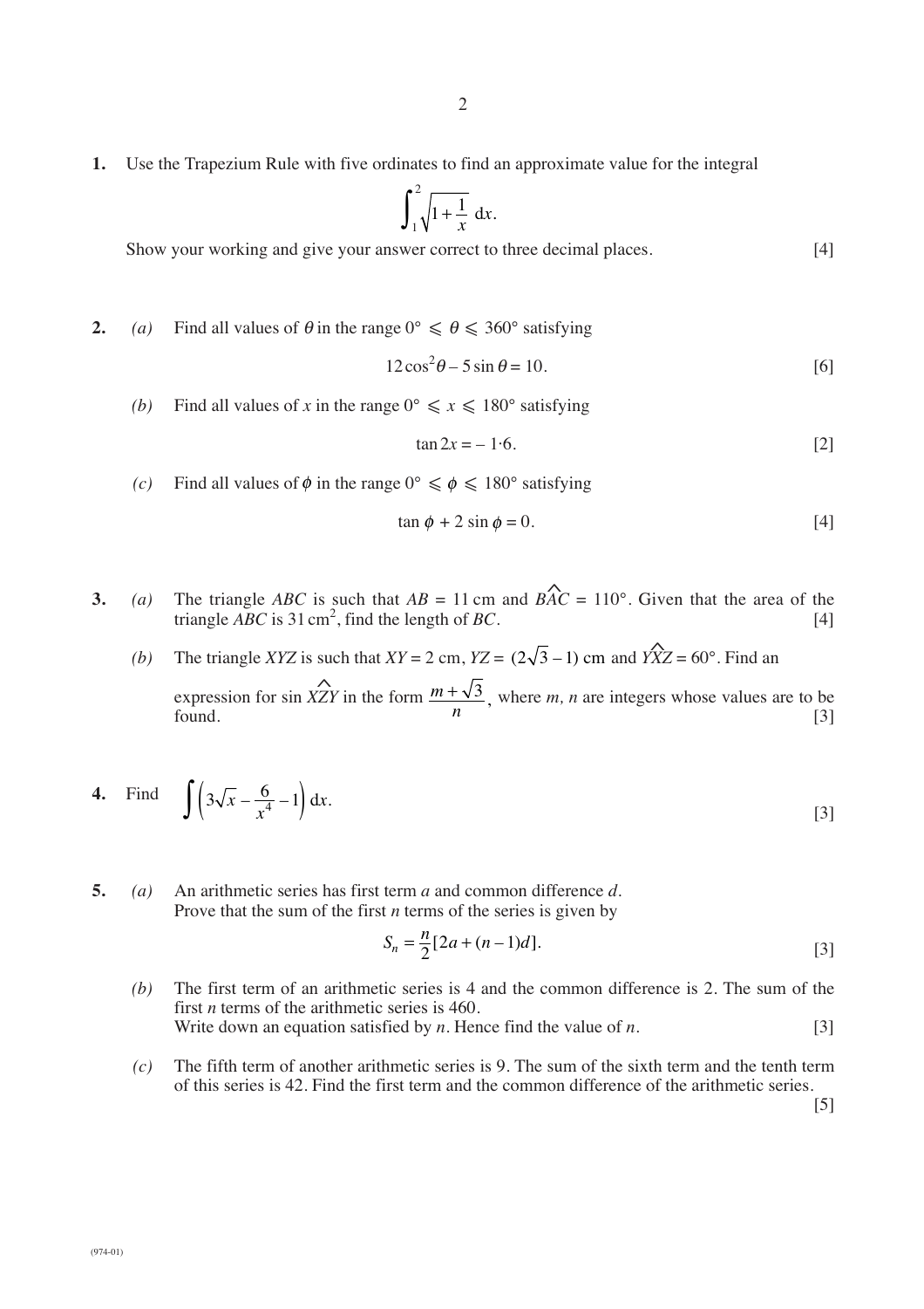**1.** Use the Trapezium Rule with five ordinates to find an approximate value for the integral

$$\int_1^2 \sqrt{1+\frac{1}{x}}\,\mathrm{d}x.$$

Show your working and give your answer correct to three decimal places. [4]

**2.** *(a)* Find all values of $\theta$ in the range $0° \leqslant \theta \leqslant 360°$ satisfying

$$12\cos^2\theta - 5\sin\theta = 10.$$ [6]

*(b)* Find all values of $x$ in the range $0° \leqslant x \leqslant 180°$ satisfying

$$\tan 2x = -\,1{\cdot}6.$$ [2]

*(c)* Find all values of $\phi$ in the range $0° \leqslant \phi \leqslant 180°$ satisfying

$$\tan\phi + 2\sin\phi = 0.$$ [4]

**3.** *(a)* The triangle $ABC$ is such that $AB = 11$ cm and $B\hat{A}C = 110°$. Given that the area of the triangle $ABC$ is $31\,\text{cm}^2$, find the length of $BC$. [4]

*(b)* The triangle $XYZ$ is such that $XY = 2$ cm, $YZ = (2\sqrt{3} - 1)$ cm and $Y\hat{X}Z = 60°$. Find an expression for $\sin X\hat{Z}Y$ in the form $\dfrac{m+\sqrt{3}}{n}$, where $m$, $n$ are integers whose values are to be found. [3]

**4.** Find $\displaystyle\int\left(3\sqrt{x} - \frac{6}{x^4} - 1\right)\mathrm{d}x.$ [3]

**5.** *(a)* An arithmetic series has first term $a$ and common difference $d$.
Prove that the sum of the first $n$ terms of the series is given by

$$S_n = \frac{n}{2}[2a + (n-1)d].$$ [3]

*(b)* The first term of an arithmetic series is 4 and the common difference is 2. The sum of the first $n$ terms of the arithmetic series is 460.
Write down an equation satisfied by $n$. Hence find the value of $n$. [3]

*(c)* The fifth term of another arithmetic series is 9. The sum of the sixth term and the tenth term of this series is 42. Find the first term and the common difference of the arithmetic series. [5]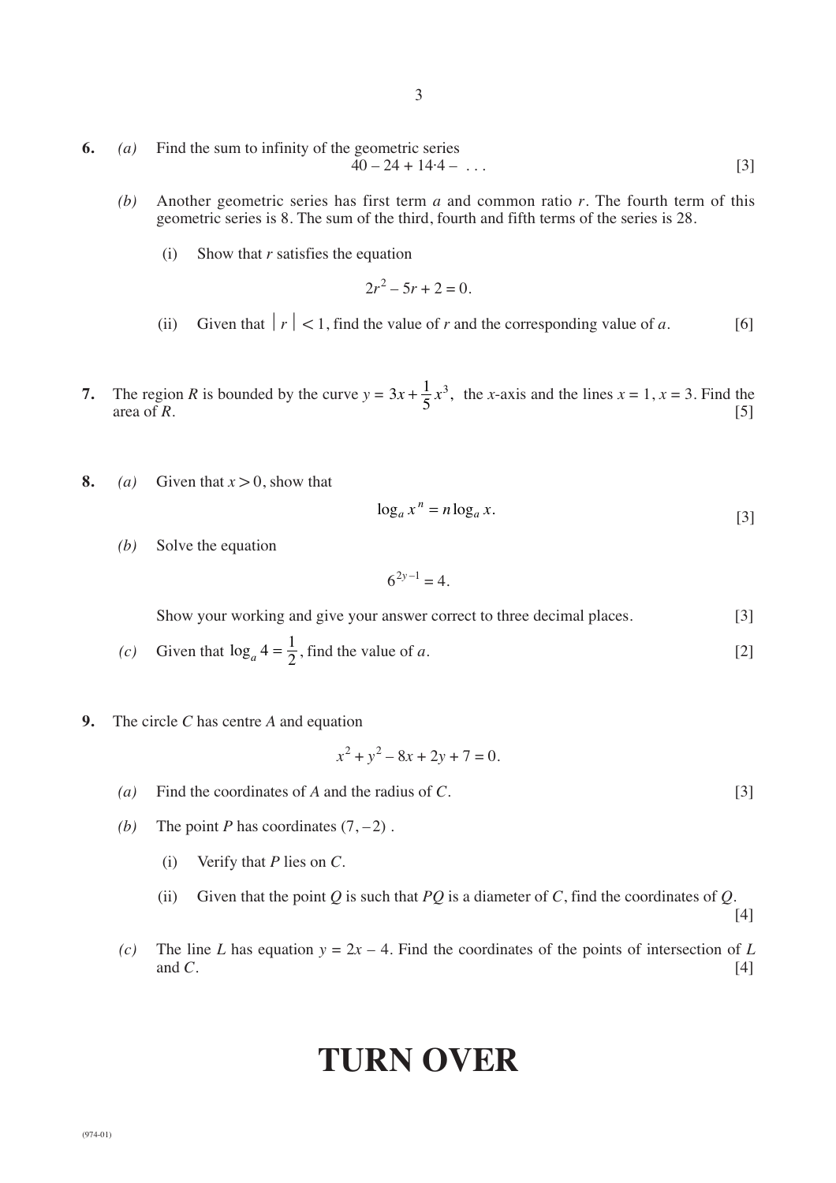**6.** *(a)* Find the sum to infinity of the geometric series

$$40 - 24 + 14{\cdot}4 - \ \ldots \qquad [3]$$

*(b)* Another geometric series has first term $a$ and common ratio $r$. The fourth term of this geometric series is 8. The sum of the third, fourth and fifth terms of the series is 28.

(i) Show that $r$ satisfies the equation

$$2r^2 - 5r + 2 = 0.$$

(ii) Given that $|r| < 1$, find the value of $r$ and the corresponding value of $a$. [6]

**7.** The region $R$ is bounded by the curve $y = 3x + \frac{1}{5}x^3$, the $x$-axis and the lines $x = 1$, $x = 3$. Find the area of $R$. [5]

**8.** *(a)* Given that $x > 0$, show that

$$\log_a x^n = n \log_a x. \qquad [3]$$

*(b)* Solve the equation

$$6^{2y-1} = 4.$$

Show your working and give your answer correct to three decimal places. [3]

*(c)* Given that $\log_a 4 = \frac{1}{2}$, find the value of $a$. [2]

**9.** The circle $C$ has centre $A$ and equation

$$x^2 + y^2 - 8x + 2y + 7 = 0.$$

*(a)* Find the coordinates of $A$ and the radius of $C$. [3]

*(b)* The point $P$ has coordinates $(7, -2)$.

(i) Verify that $P$ lies on $C$.

(ii) Given that the point $Q$ is such that $PQ$ is a diameter of $C$, find the coordinates of $Q$. [4]

*(c)* The line $L$ has equation $y = 2x - 4$. Find the coordinates of the points of intersection of $L$ and $C$. [4]

# TURN OVER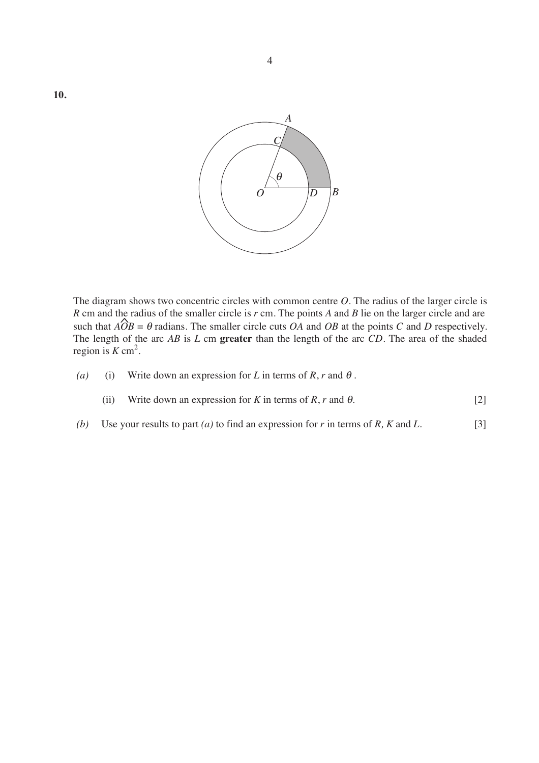**10.**

The diagram shows two concentric circles with common centre $O$. The radius of the larger circle is $R$ cm and the radius of the smaller circle is $r$ cm. The points $A$ and $B$ lie on the larger circle and are such that $A\hat{O}B = \theta$ radians. The smaller circle cuts $OA$ and $OB$ at the points $C$ and $D$ respectively. The length of the arc $AB$ is $L$ cm **greater** than the length of the arc $CD$. The area of the shaded region is $K$ cm$^2$.

*(a)* (i) Write down an expression for $L$ in terms of $R$, $r$ and $\theta$.

(ii) Write down an expression for $K$ in terms of $R$, $r$ and $\theta$. [2]

*(b)* Use your results to part *(a)* to find an expression for $r$ in terms of $R$, $K$ and $L$. [3]